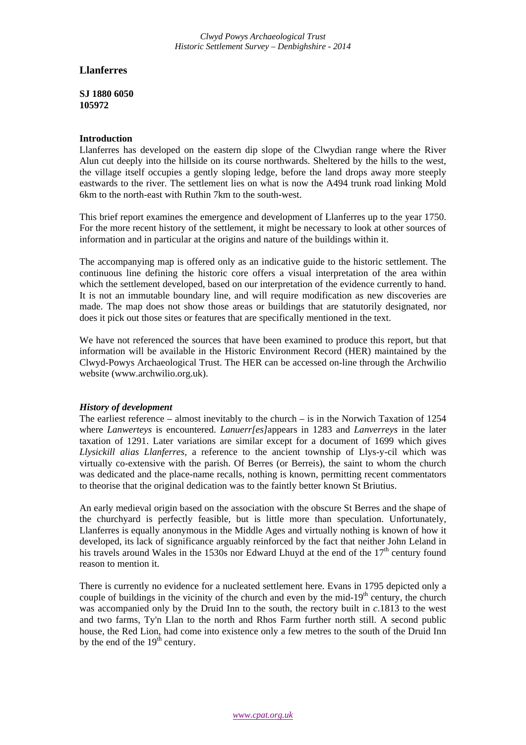# Llanferres

**SJ 1880 6050**
**105972**

### Introduction

Llanferres has developed on the eastern dip slope of the Clwydian range where the River Alun cut deeply into the hillside on its course northwards. Sheltered by the hills to the west, the village itself occupies a gently sloping ledge, before the land drops away more steeply eastwards to the river. The settlement lies on what is now the A494 trunk road linking Mold 6km to the north-east with Ruthin 7km to the south-west.

This brief report examines the emergence and development of Llanferres up to the year 1750. For the more recent history of the settlement, it might be necessary to look at other sources of information and in particular at the origins and nature of the buildings within it.

The accompanying map is offered only as an indicative guide to the historic settlement. The continuous line defining the historic core offers a visual interpretation of the area within which the settlement developed, based on our interpretation of the evidence currently to hand. It is not an immutable boundary line, and will require modification as new discoveries are made. The map does not show those areas or buildings that are statutorily designated, nor does it pick out those sites or features that are specifically mentioned in the text.

We have not referenced the sources that have been examined to produce this report, but that information will be available in the Historic Environment Record (HER) maintained by the Clwyd-Powys Archaeological Trust. The HER can be accessed on-line through the Archwilio website (www.archwilio.org.uk).

### *History of development*

The earliest reference – almost inevitably to the church – is in the Norwich Taxation of 1254 where *Lanwerteys* is encountered. *Lanuerr[es]* appears in 1283 and *Lanverreys* in the later taxation of 1291. Later variations are similar except for a document of 1699 which gives *Llysickill alias Llanferres*, a reference to the ancient township of Llys-y-cil which was virtually co-extensive with the parish. Of Berres (or Berreis), the saint to whom the church was dedicated and the place-name recalls, nothing is known, permitting recent commentators to theorise that the original dedication was to the faintly better known St Briutius.

An early medieval origin based on the association with the obscure St Berres and the shape of the churchyard is perfectly feasible, but is little more than speculation. Unfortunately, Llanferres is equally anonymous in the Middle Ages and virtually nothing is known of how it developed, its lack of significance arguably reinforced by the fact that neither John Leland in his travels around Wales in the 1530s nor Edward Lhuyd at the end of the 17th century found reason to mention it.

There is currently no evidence for a nucleated settlement here. Evans in 1795 depicted only a couple of buildings in the vicinity of the church and even by the mid-19th century, the church was accompanied only by the Druid Inn to the south, the rectory built in *c*.1813 to the west and two farms, Ty'n Llan to the north and Rhos Farm further north still. A second public house, the Red Lion, had come into existence only a few metres to the south of the Druid Inn by the end of the 19th century.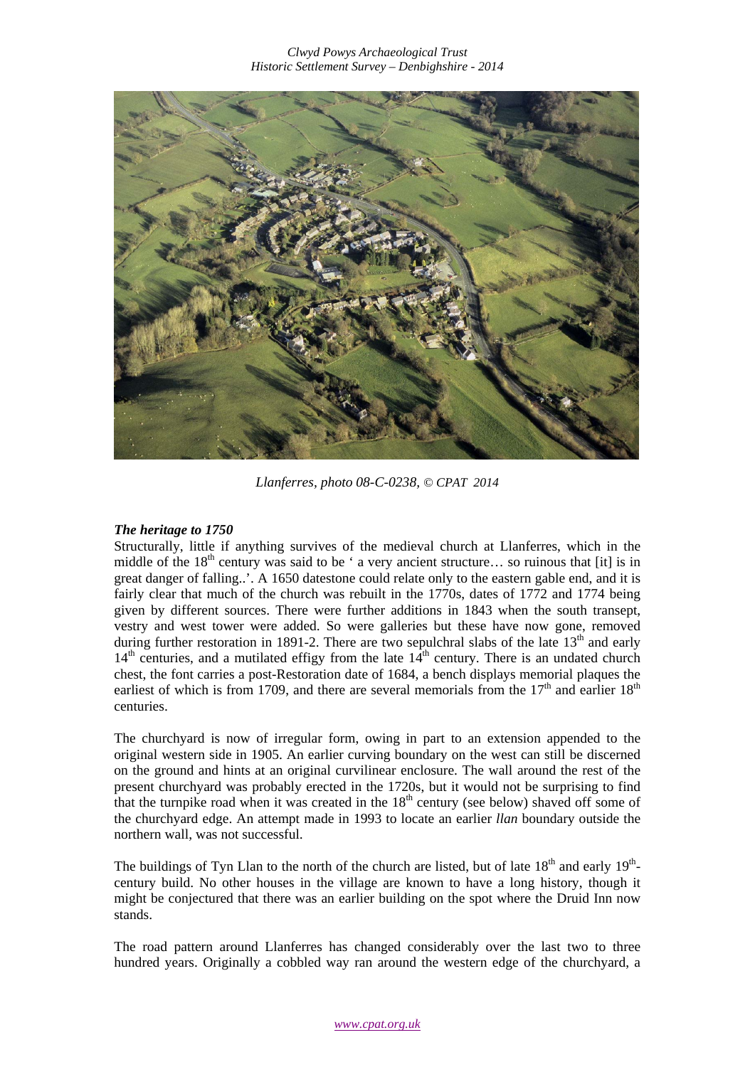*Llanferres, photo 08-C-0238, © CPAT 2014*

### *The heritage to 1750*

Structurally, little if anything survives of the medieval church at Llanferres, which in the middle of the 18th century was said to be ' a very ancient structure… so ruinous that [it] is in great danger of falling..'. A 1650 datestone could relate only to the eastern gable end, and it is fairly clear that much of the church was rebuilt in the 1770s, dates of 1772 and 1774 being given by different sources. There were further additions in 1843 when the south transept, vestry and west tower were added. So were galleries but these have now gone, removed during further restoration in 1891-2. There are two sepulchral slabs of the late 13th and early 14th centuries, and a mutilated effigy from the late 14th century. There is an undated church chest, the font carries a post-Restoration date of 1684, a bench displays memorial plaques the earliest of which is from 1709, and there are several memorials from the 17th and earlier 18th centuries.

The churchyard is now of irregular form, owing in part to an extension appended to the original western side in 1905. An earlier curving boundary on the west can still be discerned on the ground and hints at an original curvilinear enclosure. The wall around the rest of the present churchyard was probably erected in the 1720s, but it would not be surprising to find that the turnpike road when it was created in the 18th century (see below) shaved off some of the churchyard edge. An attempt made in 1993 to locate an earlier *llan* boundary outside the northern wall, was not successful.

The buildings of Tyn Llan to the north of the church are listed, but of late 18th and early 19th-century build. No other houses in the village are known to have a long history, though it might be conjectured that there was an earlier building on the spot where the Druid Inn now stands.

The road pattern around Llanferres has changed considerably over the last two to three hundred years. Originally a cobbled way ran around the western edge of the churchyard, a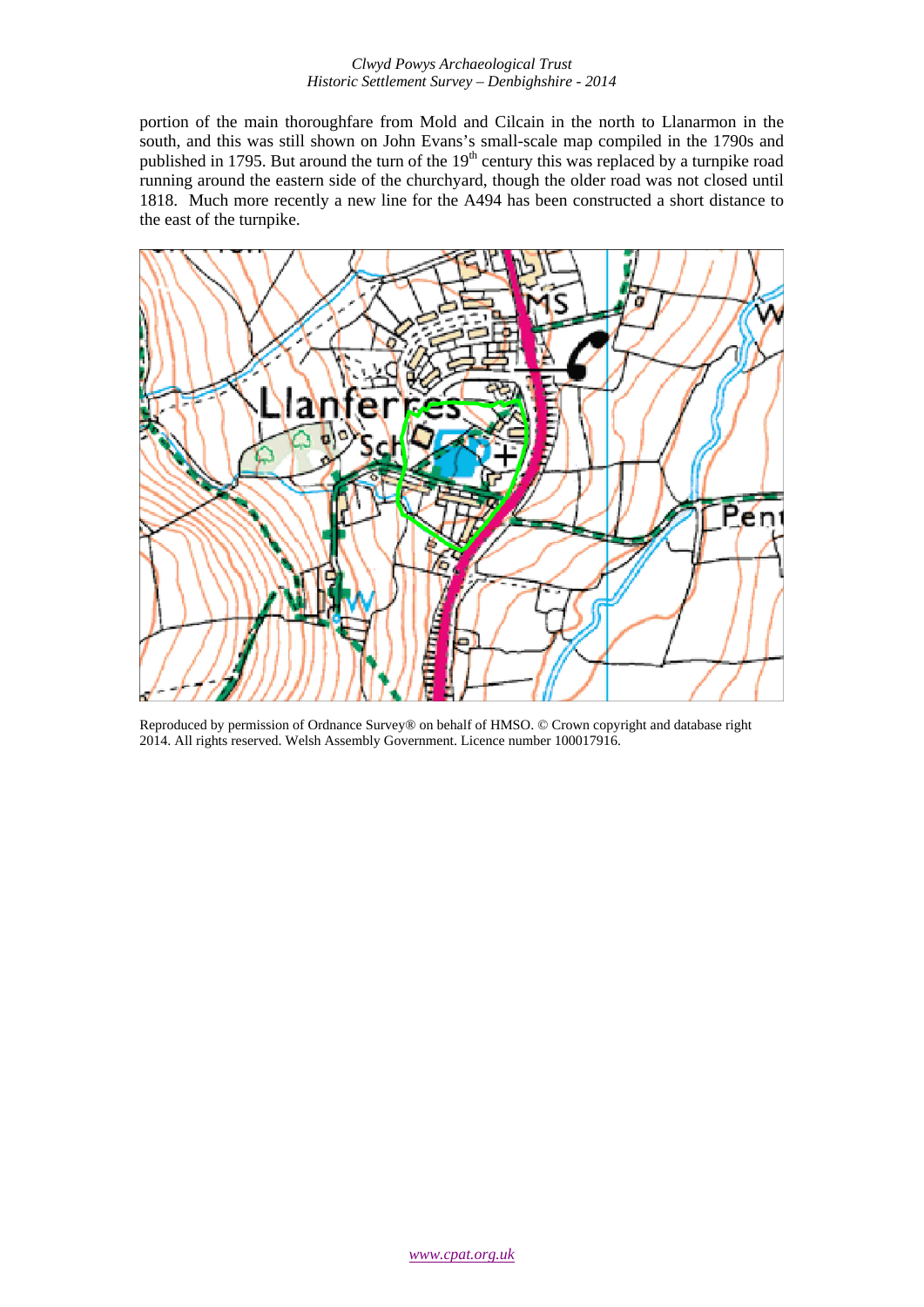portion of the main thoroughfare from Mold and Cilcain in the north to Llanarmon in the south, and this was still shown on John Evans's small-scale map compiled in the 1790s and published in 1795. But around the turn of the 19th century this was replaced by a turnpike road running around the eastern side of the churchyard, though the older road was not closed until 1818. Much more recently a new line for the A494 has been constructed a short distance to the east of the turnpike.

Reproduced by permission of Ordnance Survey® on behalf of HMSO. © Crown copyright and database right 2014. All rights reserved. Welsh Assembly Government. Licence number 100017916.